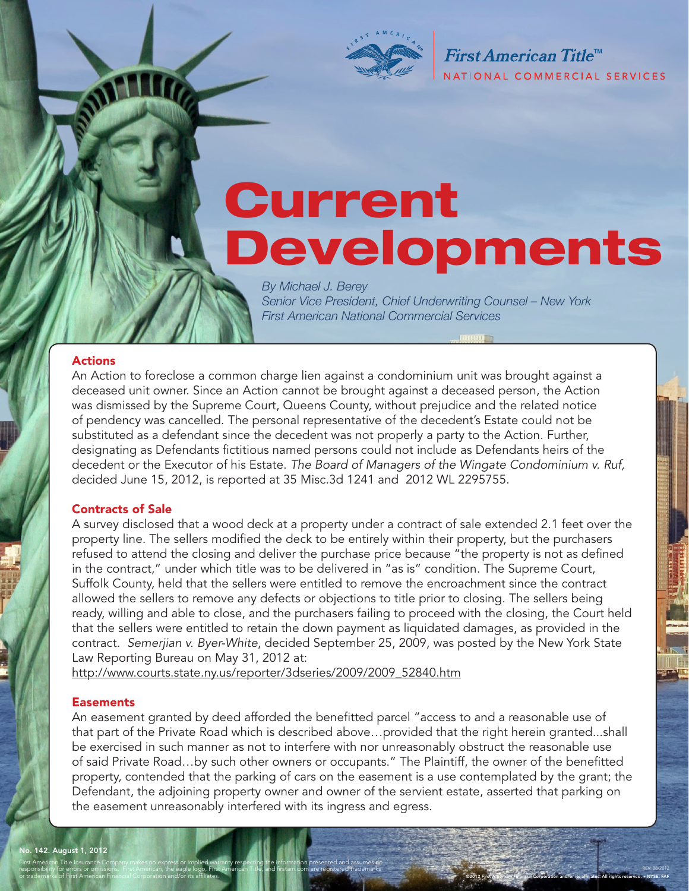# Current Developments

*By Michael J. Berey*
*Senior Vice President, Chief Underwriting Counsel – New York*
*First American National Commercial Services*

## Actions

An Action to foreclose a common charge lien against a condominium unit was brought against a deceased unit owner. Since an Action cannot be brought against a deceased person, the Action was dismissed by the Supreme Court, Queens County, without prejudice and the related notice of pendency was cancelled. The personal representative of the decedent's Estate could not be substituted as a defendant since the decedent was not properly a party to the Action. Further, designating as Defendants fictitious named persons could not include as Defendants heirs of the decedent or the Executor of his Estate. *The Board of Managers of the Wingate Condominium v. Ruf,* decided June 15, 2012, is reported at 35 Misc.3d 1241 and 2012 WL 2295755.

## Contracts of Sale

A survey disclosed that a wood deck at a property under a contract of sale extended 2.1 feet over the property line. The sellers modified the deck to be entirely within their property, but the purchasers refused to attend the closing and deliver the purchase price because "the property is not as defined in the contract," under which title was to be delivered in "as is" condition. The Supreme Court, Suffolk County, held that the sellers were entitled to remove the encroachment since the contract allowed the sellers to remove any defects or objections to title prior to closing. The sellers being ready, willing and able to close, and the purchasers failing to proceed with the closing, the Court held that the sellers were entitled to retain the down payment as liquidated damages, as provided in the contract. *Semerjian v. Byer-White*, decided September 25, 2009, was posted by the New York State Law Reporting Bureau on May 31, 2012 at:
http://www.courts.state.ny.us/reporter/3dseries/2009/2009_52840.htm

## Easements

An easement granted by deed afforded the benefitted parcel "access to and a reasonable use of that part of the Private Road which is described above…provided that the right herein granted...shall be exercised in such manner as not to interfere with nor unreasonably obstruct the reasonable use of said Private Road…by such other owners or occupants." The Plaintiff, the owner of the benefitted property, contended that the parking of cars on the easement is a use contemplated by the grant; the Defendant, the adjoining property owner and owner of the servient estate, asserted that parking on the easement unreasonably interfered with its ingress and egress.

No. 142. August 1, 2012

First American Title Insurance Company makes no express or implied warranty respecting the information presented and assumes no responsibility for errors or omissions. First American, the eagle logo, First American Title, and firstam.com are registered trademarks or trademarks of First American Financial Corporation and/or its affiliates.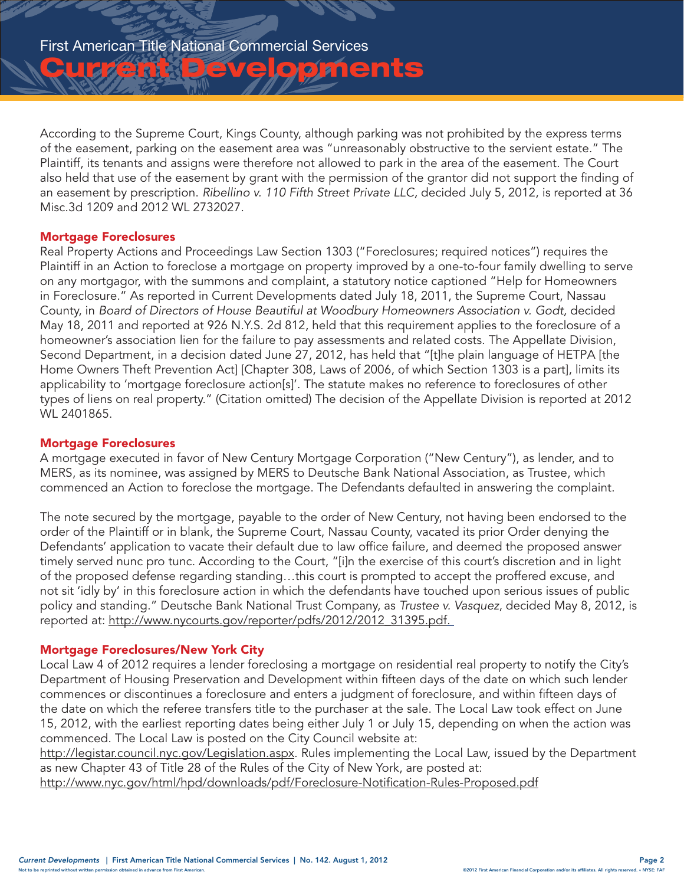According to the Supreme Court, Kings County, although parking was not prohibited by the express terms of the easement, parking on the easement area was "unreasonably obstructive to the servient estate." The Plaintiff, its tenants and assigns were therefore not allowed to park in the area of the easement. The Court also held that use of the easement by grant with the permission of the grantor did not support the finding of an easement by prescription. *Ribellino v. 110 Fifth Street Private LLC,* decided July 5, 2012, is reported at 36 Misc.3d 1209 and 2012 WL 2732027.

### Mortgage Foreclosures

Real Property Actions and Proceedings Law Section 1303 ("Foreclosures; required notices") requires the Plaintiff in an Action to foreclose a mortgage on property improved by a one-to-four family dwelling to serve on any mortgagor, with the summons and complaint, a statutory notice captioned "Help for Homeowners in Foreclosure." As reported in Current Developments dated July 18, 2011, the Supreme Court, Nassau County, in *Board of Directors of House Beautiful at Woodbury Homeowners Association v. Godt,* decided May 18, 2011 and reported at 926 N.Y.S. 2d 812, held that this requirement applies to the foreclosure of a homeowner's association lien for the failure to pay assessments and related costs. The Appellate Division, Second Department, in a decision dated June 27, 2012, has held that "[t]he plain language of HETPA [the Home Owners Theft Prevention Act] [Chapter 308, Laws of 2006, of which Section 1303 is a part], limits its applicability to 'mortgage foreclosure action[s]'. The statute makes no reference to foreclosures of other types of liens on real property." (Citation omitted) The decision of the Appellate Division is reported at 2012 WL 2401865.

### Mortgage Foreclosures

A mortgage executed in favor of New Century Mortgage Corporation ("New Century"), as lender, and to MERS, as its nominee, was assigned by MERS to Deutsche Bank National Association, as Trustee, which commenced an Action to foreclose the mortgage. The Defendants defaulted in answering the complaint.

The note secured by the mortgage, payable to the order of New Century, not having been endorsed to the order of the Plaintiff or in blank, the Supreme Court, Nassau County, vacated its prior Order denying the Defendants' application to vacate their default due to law office failure, and deemed the proposed answer timely served nunc pro tunc. According to the Court, "[i]n the exercise of this court's discretion and in light of the proposed defense regarding standing…this court is prompted to accept the proffered excuse, and not sit 'idly by' in this foreclosure action in which the defendants have touched upon serious issues of public policy and standing." Deutsche Bank National Trust Company, as *Trustee v. Vasquez*, decided May 8, 2012, is reported at: http://www.nycourts.gov/reporter/pdfs/2012/2012_31395.pdf.

### Mortgage Foreclosures/New York City

Local Law 4 of 2012 requires a lender foreclosing a mortgage on residential real property to notify the City's Department of Housing Preservation and Development within fifteen days of the date on which such lender commences or discontinues a foreclosure and enters a judgment of foreclosure, and within fifteen days of the date on which the referee transfers title to the purchaser at the sale. The Local Law took effect on June 15, 2012, with the earliest reporting dates being either July 1 or July 15, depending on when the action was commenced. The Local Law is posted on the City Council website at:
http://legistar.council.nyc.gov/Legislation.aspx. Rules implementing the Local Law, issued by the Department as new Chapter 43 of Title 28 of the Rules of the City of New York, are posted at:
http://www.nyc.gov/html/hpd/downloads/pdf/Foreclosure-Notification-Rules-Proposed.pdf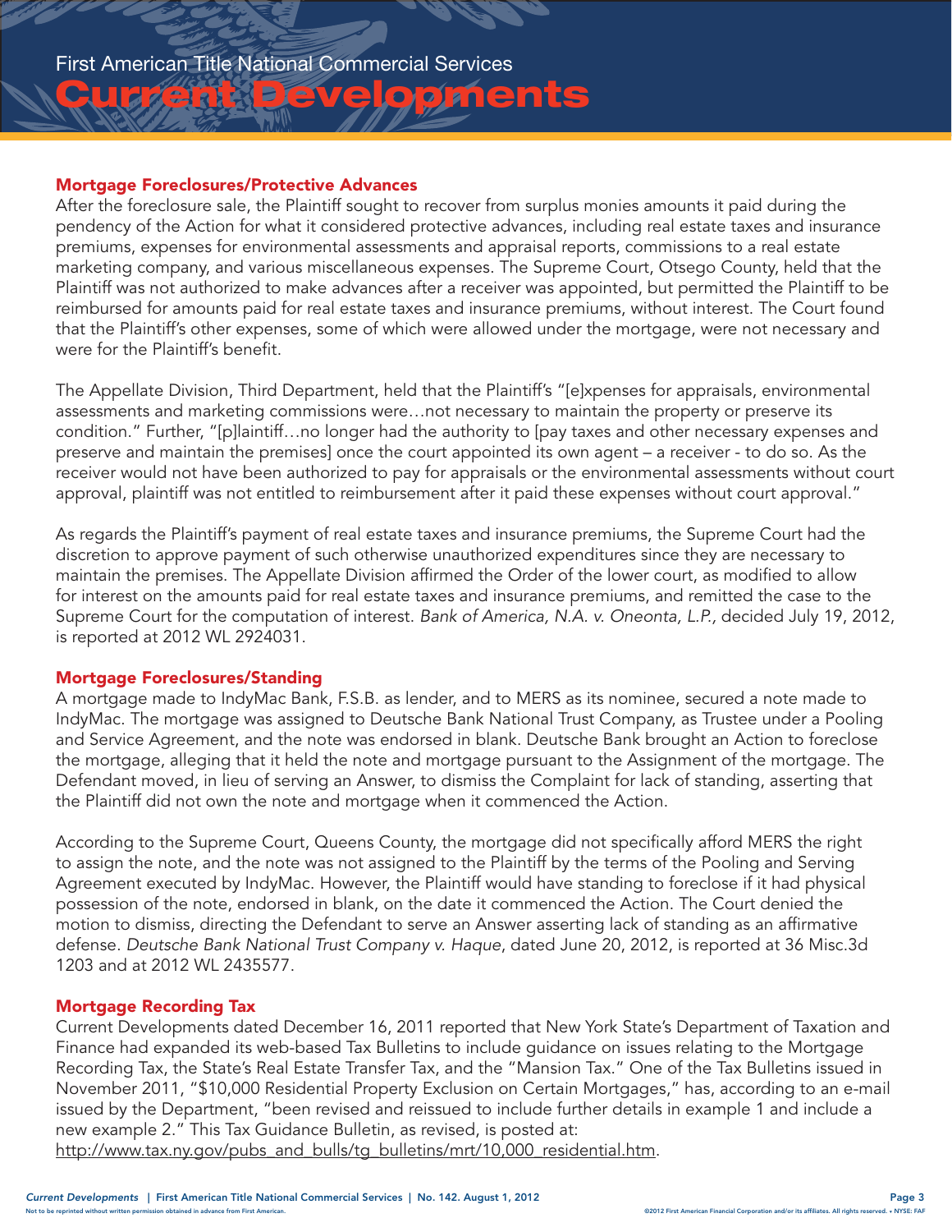### Mortgage Foreclosures/Protective Advances

After the foreclosure sale, the Plaintiff sought to recover from surplus monies amounts it paid during the pendency of the Action for what it considered protective advances, including real estate taxes and insurance premiums, expenses for environmental assessments and appraisal reports, commissions to a real estate marketing company, and various miscellaneous expenses. The Supreme Court, Otsego County, held that the Plaintiff was not authorized to make advances after a receiver was appointed, but permitted the Plaintiff to be reimbursed for amounts paid for real estate taxes and insurance premiums, without interest. The Court found that the Plaintiff's other expenses, some of which were allowed under the mortgage, were not necessary and were for the Plaintiff's benefit.

The Appellate Division, Third Department, held that the Plaintiff's "[e]xpenses for appraisals, environmental assessments and marketing commissions were…not necessary to maintain the property or preserve its condition." Further, "[p]laintiff…no longer had the authority to [pay taxes and other necessary expenses and preserve and maintain the premises] once the court appointed its own agent – a receiver - to do so. As the receiver would not have been authorized to pay for appraisals or the environmental assessments without court approval, plaintiff was not entitled to reimbursement after it paid these expenses without court approval."

As regards the Plaintiff's payment of real estate taxes and insurance premiums, the Supreme Court had the discretion to approve payment of such otherwise unauthorized expenditures since they are necessary to maintain the premises. The Appellate Division affirmed the Order of the lower court, as modified to allow for interest on the amounts paid for real estate taxes and insurance premiums, and remitted the case to the Supreme Court for the computation of interest. *Bank of America, N.A. v. Oneonta, L.P.,* decided July 19, 2012, is reported at 2012 WL 2924031.

### Mortgage Foreclosures/Standing

A mortgage made to IndyMac Bank, F.S.B. as lender, and to MERS as its nominee, secured a note made to IndyMac. The mortgage was assigned to Deutsche Bank National Trust Company, as Trustee under a Pooling and Service Agreement, and the note was endorsed in blank. Deutsche Bank brought an Action to foreclose the mortgage, alleging that it held the note and mortgage pursuant to the Assignment of the mortgage. The Defendant moved, in lieu of serving an Answer, to dismiss the Complaint for lack of standing, asserting that the Plaintiff did not own the note and mortgage when it commenced the Action.

According to the Supreme Court, Queens County, the mortgage did not specifically afford MERS the right to assign the note, and the note was not assigned to the Plaintiff by the terms of the Pooling and Serving Agreement executed by IndyMac. However, the Plaintiff would have standing to foreclose if it had physical possession of the note, endorsed in blank, on the date it commenced the Action. The Court denied the motion to dismiss, directing the Defendant to serve an Answer asserting lack of standing as an affirmative defense. *Deutsche Bank National Trust Company v. Haque*, dated June 20, 2012, is reported at 36 Misc.3d 1203 and at 2012 WL 2435577.

### Mortgage Recording Tax

Current Developments dated December 16, 2011 reported that New York State's Department of Taxation and Finance had expanded its web-based Tax Bulletins to include guidance on issues relating to the Mortgage Recording Tax, the State's Real Estate Transfer Tax, and the "Mansion Tax." One of the Tax Bulletins issued in November 2011, "$10,000 Residential Property Exclusion on Certain Mortgages," has, according to an e-mail issued by the Department, "been revised and reissued to include further details in example 1 and include a new example 2." This Tax Guidance Bulletin, as revised, is posted at: http://www.tax.ny.gov/pubs_and_bulls/tg_bulletins/mrt/10,000_residential.htm.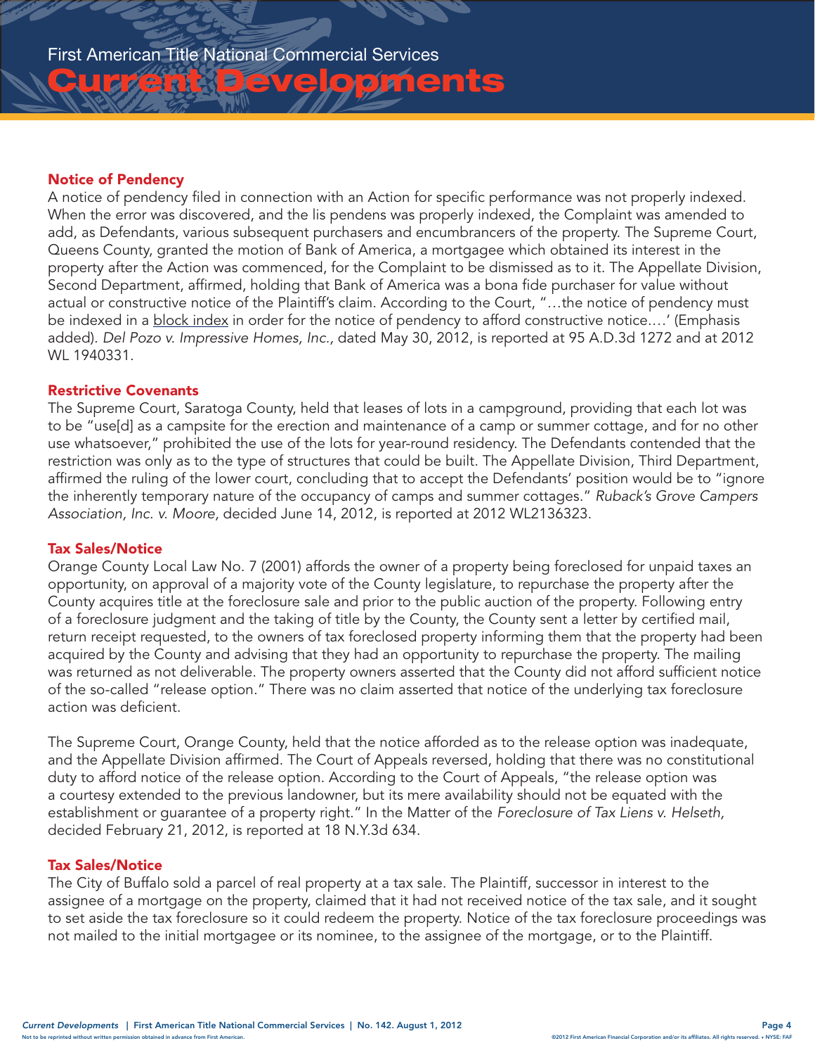## Notice of Pendency

A notice of pendency filed in connection with an Action for specific performance was not properly indexed. When the error was discovered, and the lis pendens was properly indexed, the Complaint was amended to add, as Defendants, various subsequent purchasers and encumbrancers of the property. The Supreme Court, Queens County, granted the motion of Bank of America, a mortgagee which obtained its interest in the property after the Action was commenced, for the Complaint to be dismissed as to it. The Appellate Division, Second Department, affirmed, holding that Bank of America was a bona fide purchaser for value without actual or constructive notice of the Plaintiff's claim. According to the Court, "…the notice of pendency must be indexed in a block index in order for the notice of pendency to afford constructive notice….' (Emphasis added). *Del Pozo v. Impressive Homes, Inc.,* dated May 30, 2012, is reported at 95 A.D.3d 1272 and at 2012 WL 1940331.

## Restrictive Covenants

The Supreme Court, Saratoga County, held that leases of lots in a campground, providing that each lot was to be "use[d] as a campsite for the erection and maintenance of a camp or summer cottage, and for no other use whatsoever," prohibited the use of the lots for year-round residency. The Defendants contended that the restriction was only as to the type of structures that could be built. The Appellate Division, Third Department, affirmed the ruling of the lower court, concluding that to accept the Defendants' position would be to "ignore the inherently temporary nature of the occupancy of camps and summer cottages." *Ruback's Grove Campers Association, Inc. v. Moore,* decided June 14, 2012, is reported at 2012 WL2136323.

## Tax Sales/Notice

Orange County Local Law No. 7 (2001) affords the owner of a property being foreclosed for unpaid taxes an opportunity, on approval of a majority vote of the County legislature, to repurchase the property after the County acquires title at the foreclosure sale and prior to the public auction of the property. Following entry of a foreclosure judgment and the taking of title by the County, the County sent a letter by certified mail, return receipt requested, to the owners of tax foreclosed property informing them that the property had been acquired by the County and advising that they had an opportunity to repurchase the property. The mailing was returned as not deliverable. The property owners asserted that the County did not afford sufficient notice of the so-called "release option." There was no claim asserted that notice of the underlying tax foreclosure action was deficient.

The Supreme Court, Orange County, held that the notice afforded as to the release option was inadequate, and the Appellate Division affirmed. The Court of Appeals reversed, holding that there was no constitutional duty to afford notice of the release option. According to the Court of Appeals, "the release option was a courtesy extended to the previous landowner, but its mere availability should not be equated with the establishment or guarantee of a property right." In the Matter of the *Foreclosure of Tax Liens v. Helseth,* decided February 21, 2012, is reported at 18 N.Y.3d 634.

## Tax Sales/Notice

The City of Buffalo sold a parcel of real property at a tax sale. The Plaintiff, successor in interest to the assignee of a mortgage on the property, claimed that it had not received notice of the tax sale, and it sought to set aside the tax foreclosure so it could redeem the property. Notice of the tax foreclosure proceedings was not mailed to the initial mortgagee or its nominee, to the assignee of the mortgage, or to the Plaintiff.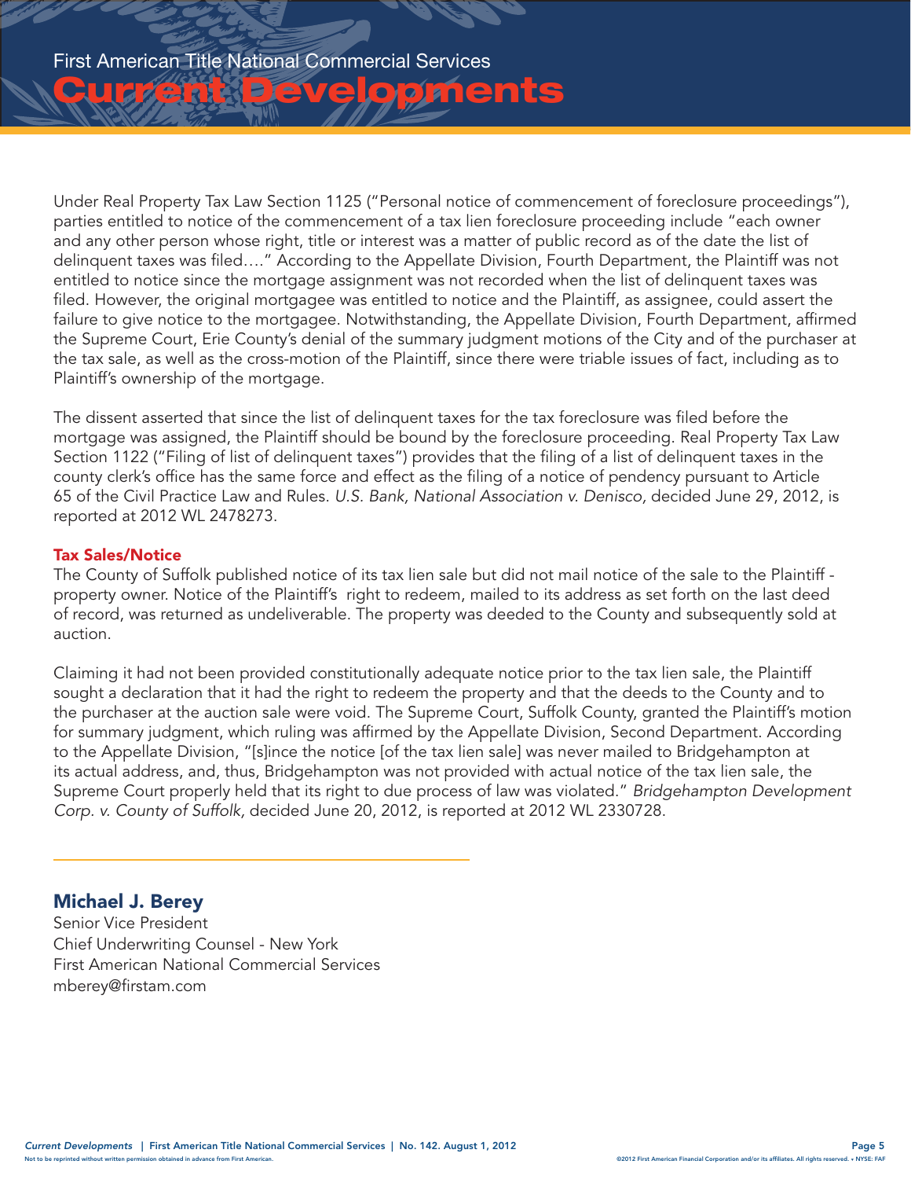Under Real Property Tax Law Section 1125 ("Personal notice of commencement of foreclosure proceedings"), parties entitled to notice of the commencement of a tax lien foreclosure proceeding include "each owner and any other person whose right, title or interest was a matter of public record as of the date the list of delinquent taxes was filed…." According to the Appellate Division, Fourth Department, the Plaintiff was not entitled to notice since the mortgage assignment was not recorded when the list of delinquent taxes was filed. However, the original mortgagee was entitled to notice and the Plaintiff, as assignee, could assert the failure to give notice to the mortgagee. Notwithstanding, the Appellate Division, Fourth Department, affirmed the Supreme Court, Erie County's denial of the summary judgment motions of the City and of the purchaser at the tax sale, as well as the cross-motion of the Plaintiff, since there were triable issues of fact, including as to Plaintiff's ownership of the mortgage.

The dissent asserted that since the list of delinquent taxes for the tax foreclosure was filed before the mortgage was assigned, the Plaintiff should be bound by the foreclosure proceeding. Real Property Tax Law Section 1122 ("Filing of list of delinquent taxes") provides that the filing of a list of delinquent taxes in the county clerk's office has the same force and effect as the filing of a notice of pendency pursuant to Article 65 of the Civil Practice Law and Rules. *U.S. Bank, National Association v. Denisco,* decided June 29, 2012, is reported at 2012 WL 2478273.

### Tax Sales/Notice

The County of Suffolk published notice of its tax lien sale but did not mail notice of the sale to the Plaintiff - property owner. Notice of the Plaintiff's right to redeem, mailed to its address as set forth on the last deed of record, was returned as undeliverable. The property was deeded to the County and subsequently sold at auction.

Claiming it had not been provided constitutionally adequate notice prior to the tax lien sale, the Plaintiff sought a declaration that it had the right to redeem the property and that the deeds to the County and to the purchaser at the auction sale were void. The Supreme Court, Suffolk County, granted the Plaintiff's motion for summary judgment, which ruling was affirmed by the Appellate Division, Second Department. According to the Appellate Division, "[s]ince the notice [of the tax lien sale] was never mailed to Bridgehampton at its actual address, and, thus, Bridgehampton was not provided with actual notice of the tax lien sale, the Supreme Court properly held that its right to due process of law was violated." *Bridgehampton Development Corp. v. County of Suffolk,* decided June 20, 2012, is reported at 2012 WL 2330728.

---

**Michael J. Berey**
Senior Vice President
Chief Underwriting Counsel - New York
First American National Commercial Services
mberey@firstam.com